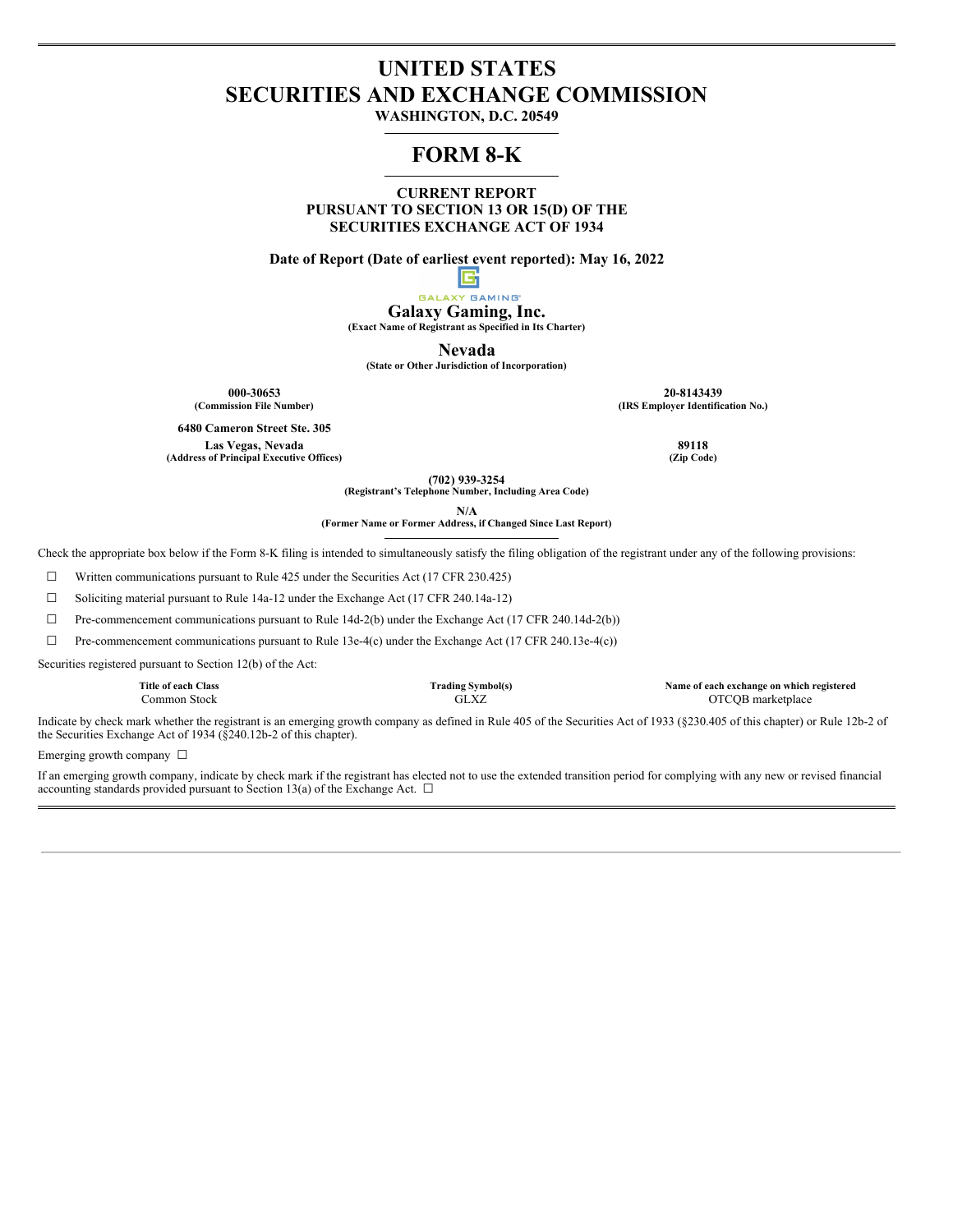# UNITED STATES
# SECURITIES AND EXCHANGE COMMISSION

**WASHINGTON, D.C. 20549**

# FORM 8-K

**CURRENT REPORT**
**PURSUANT TO SECTION 13 OR 15(D) OF THE**
**SECURITIES EXCHANGE ACT OF 1934**

**Date of Report (Date of earliest event reported): May 16, 2022**

GALAXY GAMING®

**Galaxy Gaming, Inc.**
**(Exact Name of Registrant as Specified in Its Charter)**

**Nevada**
**(State or Other Jurisdiction of Incorporation)**

| | |
|---|---|
| **000-30653** | **20-8143439** |
| **(Commission File Number)** | **(IRS Employer Identification No.)** |
| **6480 Cameron Street Ste. 305** | |
| **Las Vegas, Nevada** | **89118** |
| **(Address of Principal Executive Offices)** | **(Zip Code)** |

**(702) 939-3254**
**(Registrant's Telephone Number, Including Area Code)**

**N/A**
**(Former Name or Former Address, if Changed Since Last Report)**

Check the appropriate box below if the Form 8-K filing is intended to simultaneously satisfy the filing obligation of the registrant under any of the following provisions:

☐ Written communications pursuant to Rule 425 under the Securities Act (17 CFR 230.425)

☐ Soliciting material pursuant to Rule 14a-12 under the Exchange Act (17 CFR 240.14a-12)

☐ Pre-commencement communications pursuant to Rule 14d-2(b) under the Exchange Act (17 CFR 240.14d-2(b))

☐ Pre-commencement communications pursuant to Rule 13e-4(c) under the Exchange Act (17 CFR 240.13e-4(c))

Securities registered pursuant to Section 12(b) of the Act:

| Title of each Class | Trading Symbol(s) | Name of each exchange on which registered |
|---|---|---|
| Common Stock | GLXZ | OTCQB marketplace |

Indicate by check mark whether the registrant is an emerging growth company as defined in Rule 405 of the Securities Act of 1933 (§230.405 of this chapter) or Rule 12b-2 of the Securities Exchange Act of 1934 (§240.12b-2 of this chapter).

Emerging growth company ☐

If an emerging growth company, indicate by check mark if the registrant has elected not to use the extended transition period for complying with any new or revised financial accounting standards provided pursuant to Section 13(a) of the Exchange Act. ☐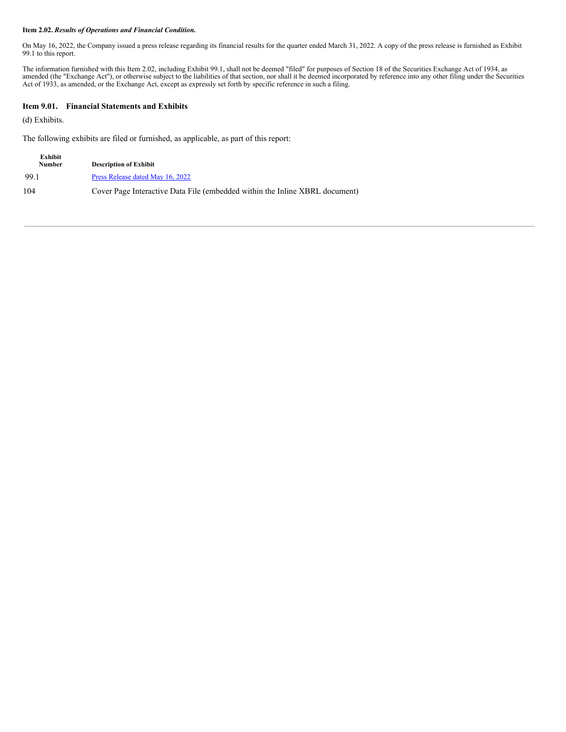**Item 2.02. *Results of Operations and Financial Condition.***

On May 16, 2022, the Company issued a press release regarding its financial results for the quarter ended March 31, 2022. A copy of the press release is furnished as Exhibit 99.1 to this report.

The information furnished with this Item 2.02, including Exhibit 99.1, shall not be deemed "filed" for purposes of Section 18 of the Securities Exchange Act of 1934, as amended (the "Exchange Act"), or otherwise subject to the liabilities of that section, nor shall it be deemed incorporated by reference into any other filing under the Securities Act of 1933, as amended, or the Exchange Act, except as expressly set forth by specific reference in such a filing.

**Item 9.01. Financial Statements and Exhibits**

(d) Exhibits.

The following exhibits are filed or furnished, as applicable, as part of this report:

| Exhibit Number | Description of Exhibit |
|---|---|
| 99.1 | Press Release dated May 16, 2022 |
| 104 | Cover Page Interactive Data File (embedded within the Inline XBRL document) |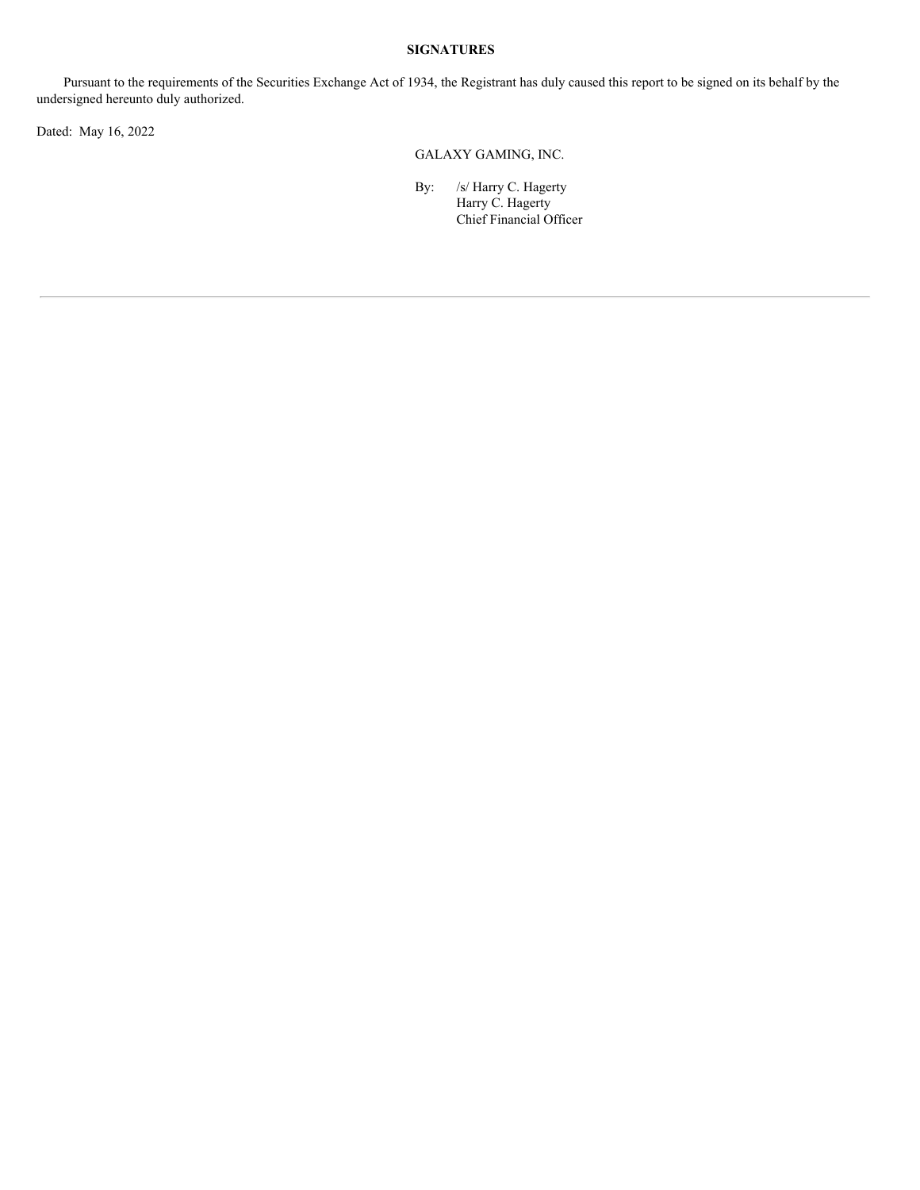**SIGNATURES**

Pursuant to the requirements of the Securities Exchange Act of 1934, the Registrant has duly caused this report to be signed on its behalf by the undersigned hereunto duly authorized.

Dated: May 16, 2022

GALAXY GAMING, INC.

By: /s/ Harry C. Hagerty
Harry C. Hagerty
Chief Financial Officer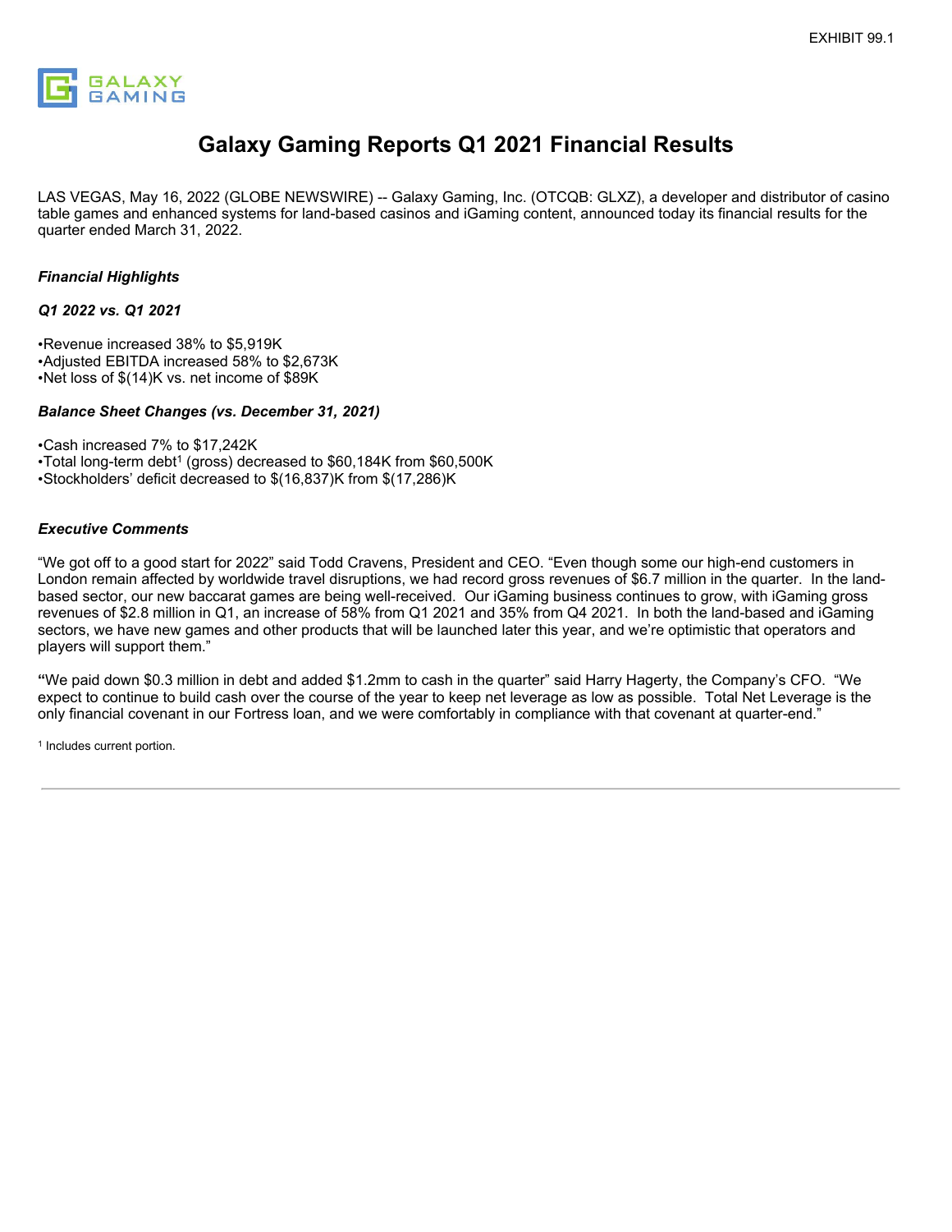EXHIBIT 99.1

GALAXY GAMING

# Galaxy Gaming Reports Q1 2021 Financial Results

LAS VEGAS, May 16, 2022 (GLOBE NEWSWIRE) -- Galaxy Gaming, Inc. (OTCQB: GLXZ), a developer and distributor of casino table games and enhanced systems for land-based casinos and iGaming content, announced today its financial results for the quarter ended March 31, 2022.

***Financial Highlights***

***Q1 2022 vs. Q1 2021***

- Revenue increased 38% to $5,919K
- Adjusted EBITDA increased 58% to $2,673K
- Net loss of $(14)K vs. net income of $89K

***Balance Sheet Changes (vs. December 31, 2021)***

- Cash increased 7% to $17,242K
- Total long-term debt[1] (gross) decreased to $60,184K from $60,500K
- Stockholders' deficit decreased to $(16,837)K from $(17,286)K

***Executive Comments***

"We got off to a good start for 2022" said Todd Cravens, President and CEO. "Even though some our high-end customers in London remain affected by worldwide travel disruptions, we had record gross revenues of $6.7 million in the quarter. In the land-based sector, our new baccarat games are being well-received. Our iGaming business continues to grow, with iGaming gross revenues of $2.8 million in Q1, an increase of 58% from Q1 2021 and 35% from Q4 2021. In both the land-based and iGaming sectors, we have new games and other products that will be launched later this year, and we're optimistic that operators and players will support them."

**"**We paid down $0.3 million in debt and added $1.2mm to cash in the quarter" said Harry Hagerty, the Company's CFO. "We expect to continue to build cash over the course of the year to keep net leverage as low as possible. Total Net Leverage is the only financial covenant in our Fortress loan, and we were comfortably in compliance with that covenant at quarter-end."

[1] Includes current portion.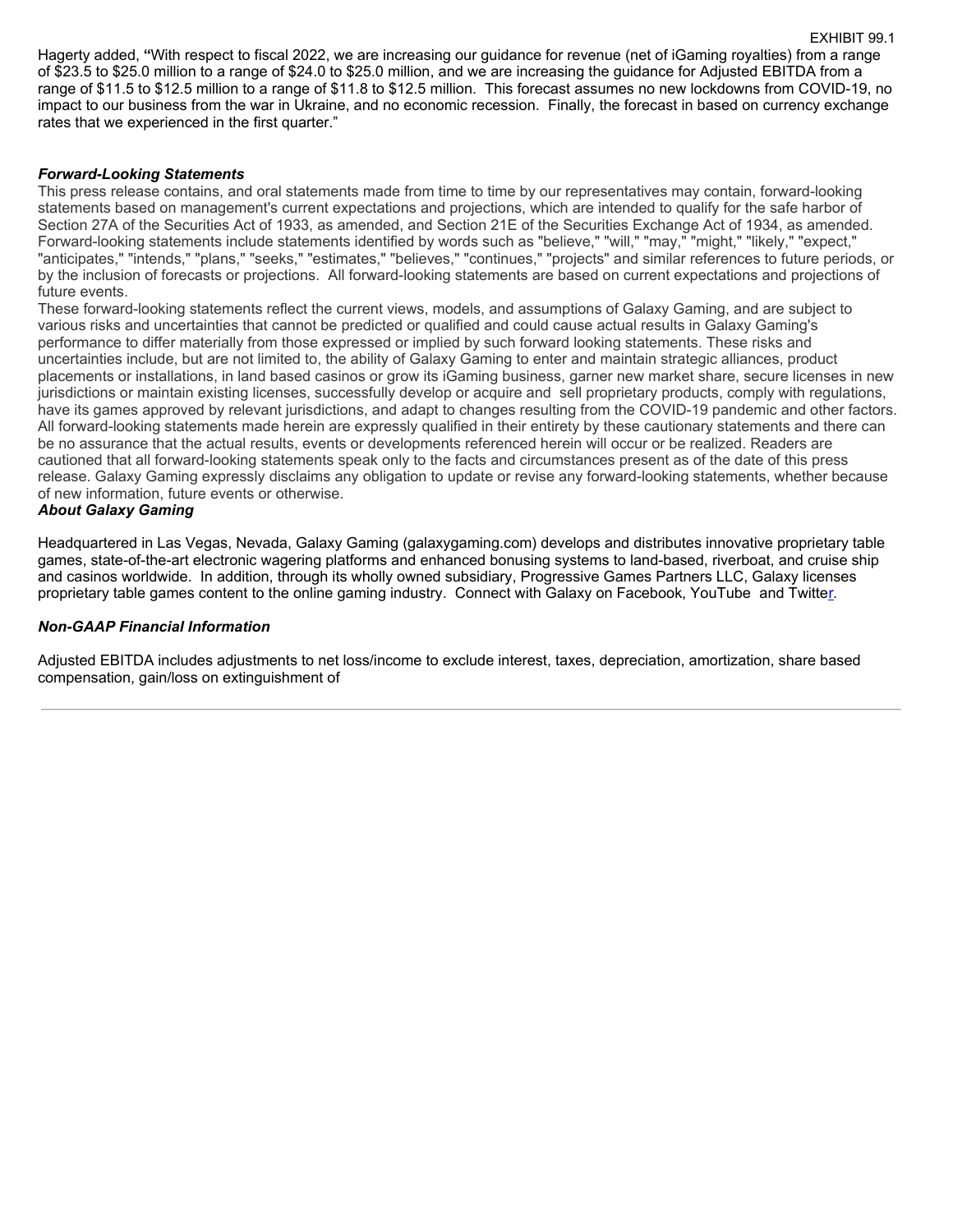Hagerty added, "With respect to fiscal 2022, we are increasing our guidance for revenue (net of iGaming royalties) from a range of $23.5 to $25.0 million to a range of $24.0 to $25.0 million, and we are increasing the guidance for Adjusted EBITDA from a range of $11.5 to $12.5 million to a range of $11.8 to $12.5 million. This forecast assumes no new lockdowns from COVID-19, no impact to our business from the war in Ukraine, and no economic recession. Finally, the forecast in based on currency exchange rates that we experienced in the first quarter."

***Forward-Looking Statements***

This press release contains, and oral statements made from time to time by our representatives may contain, forward-looking statements based on management's current expectations and projections, which are intended to qualify for the safe harbor of Section 27A of the Securities Act of 1933, as amended, and Section 21E of the Securities Exchange Act of 1934, as amended. Forward-looking statements include statements identified by words such as "believe," "will," "may," "might," "likely," "expect," "anticipates," "intends," "plans," "seeks," "estimates," "believes," "continues," "projects" and similar references to future periods, or by the inclusion of forecasts or projections. All forward-looking statements are based on current expectations and projections of future events.

These forward-looking statements reflect the current views, models, and assumptions of Galaxy Gaming, and are subject to various risks and uncertainties that cannot be predicted or qualified and could cause actual results in Galaxy Gaming's performance to differ materially from those expressed or implied by such forward looking statements. These risks and uncertainties include, but are not limited to, the ability of Galaxy Gaming to enter and maintain strategic alliances, product placements or installations, in land based casinos or grow its iGaming business, garner new market share, secure licenses in new jurisdictions or maintain existing licenses, successfully develop or acquire and sell proprietary products, comply with regulations, have its games approved by relevant jurisdictions, and adapt to changes resulting from the COVID-19 pandemic and other factors. All forward-looking statements made herein are expressly qualified in their entirety by these cautionary statements and there can be no assurance that the actual results, events or developments referenced herein will occur or be realized. Readers are cautioned that all forward-looking statements speak only to the facts and circumstances present as of the date of this press release. Galaxy Gaming expressly disclaims any obligation to update or revise any forward-looking statements, whether because of new information, future events or otherwise.

***About Galaxy Gaming***

Headquartered in Las Vegas, Nevada, Galaxy Gaming (galaxygaming.com) develops and distributes innovative proprietary table games, state-of-the-art electronic wagering platforms and enhanced bonusing systems to land-based, riverboat, and cruise ship and casinos worldwide. In addition, through its wholly owned subsidiary, Progressive Games Partners LLC, Galaxy licenses proprietary table games content to the online gaming industry. Connect with Galaxy on Facebook, YouTube and Twitter.

***Non-GAAP Financial Information***

Adjusted EBITDA includes adjustments to net loss/income to exclude interest, taxes, depreciation, amortization, share based compensation, gain/loss on extinguishment of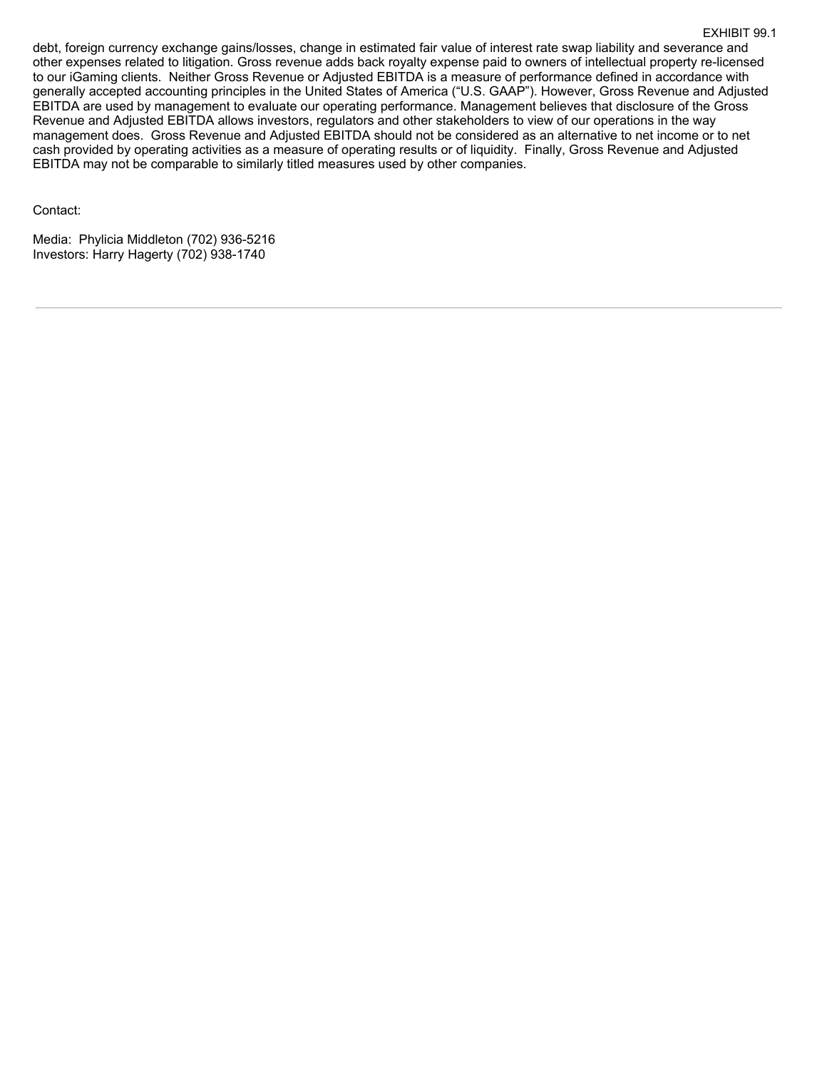debt, foreign currency exchange gains/losses, change in estimated fair value of interest rate swap liability and severance and other expenses related to litigation. Gross revenue adds back royalty expense paid to owners of intellectual property re-licensed to our iGaming clients.  Neither Gross Revenue or Adjusted EBITDA is a measure of performance defined in accordance with generally accepted accounting principles in the United States of America ("U.S. GAAP"). However, Gross Revenue and Adjusted EBITDA are used by management to evaluate our operating performance. Management believes that disclosure of the Gross Revenue and Adjusted EBITDA allows investors, regulators and other stakeholders to view of our operations in the way management does.  Gross Revenue and Adjusted EBITDA should not be considered as an alternative to net income or to net cash provided by operating activities as a measure of operating results or of liquidity.  Finally, Gross Revenue and Adjusted EBITDA may not be comparable to similarly titled measures used by other companies.

Contact:

Media:  Phylicia Middleton (702) 936-5216
Investors: Harry Hagerty (702) 938-1740